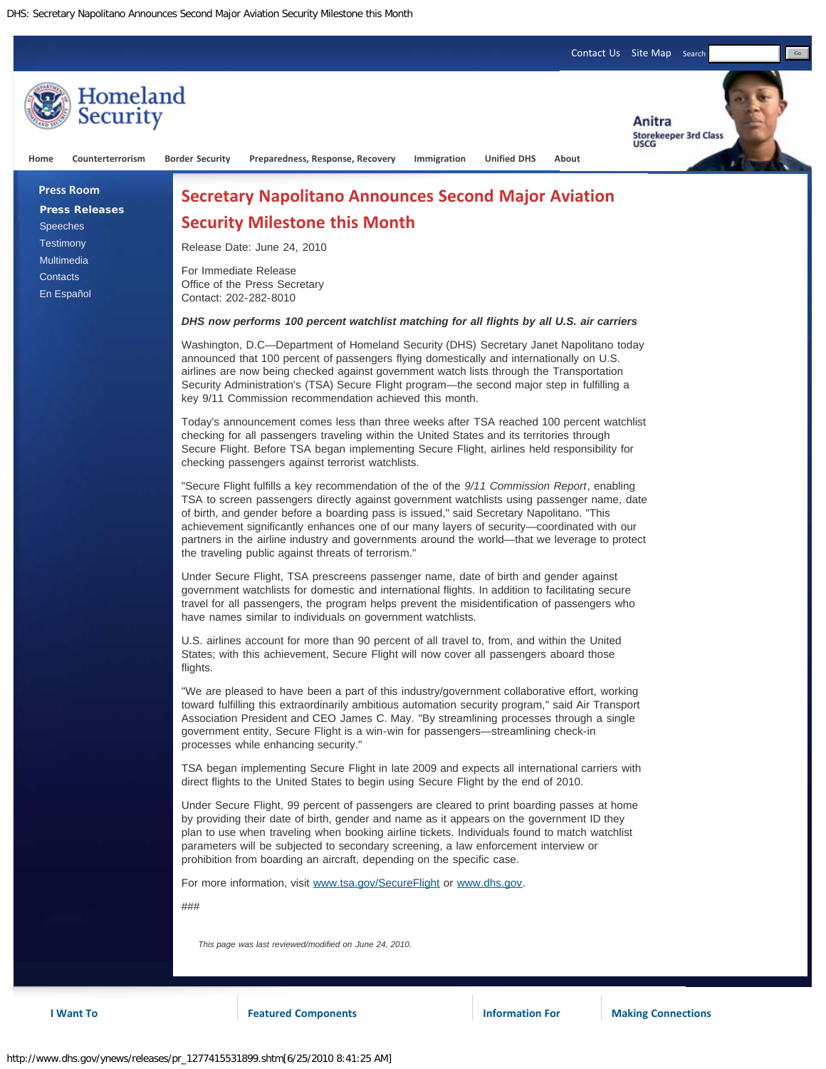# Secretary Napolitano Announces Second Major Aviation Security Milestone this Month

Release Date: June 24, 2010

For Immediate Release
Office of the Press Secretary
Contact: 202-282-8010

***DHS now performs 100 percent watchlist matching for all flights by all U.S. air carriers***

Washington, D.C—Department of Homeland Security (DHS) Secretary Janet Napolitano today announced that 100 percent of passengers flying domestically and internationally on U.S. airlines are now being checked against government watch lists through the Transportation Security Administration's (TSA) Secure Flight program—the second major step in fulfilling a key 9/11 Commission recommendation achieved this month.

Today's announcement comes less than three weeks after TSA reached 100 percent watchlist checking for all passengers traveling within the United States and its territories through Secure Flight. Before TSA began implementing Secure Flight, airlines held responsibility for checking passengers against terrorist watchlists.

"Secure Flight fulfills a key recommendation of the of the *9/11 Commission Report*, enabling TSA to screen passengers directly against government watchlists using passenger name, date of birth, and gender before a boarding pass is issued," said Secretary Napolitano. "This achievement significantly enhances one of our many layers of security—coordinated with our partners in the airline industry and governments around the world—that we leverage to protect the traveling public against threats of terrorism."

Under Secure Flight, TSA prescreens passenger name, date of birth and gender against government watchlists for domestic and international flights. In addition to facilitating secure travel for all passengers, the program helps prevent the misidentification of passengers who have names similar to individuals on government watchlists.

U.S. airlines account for more than 90 percent of all travel to, from, and within the United States; with this achievement, Secure Flight will now cover all passengers aboard those flights.

"We are pleased to have been a part of this industry/government collaborative effort, working toward fulfilling this extraordinarily ambitious automation security program," said Air Transport Association President and CEO James C. May. "By streamlining processes through a single government entity, Secure Flight is a win-win for passengers—streamlining check-in processes while enhancing security."

TSA began implementing Secure Flight in late 2009 and expects all international carriers with direct flights to the United States to begin using Secure Flight by the end of 2010.

Under Secure Flight, 99 percent of passengers are cleared to print boarding passes at home by providing their date of birth, gender and name as it appears on the government ID they plan to use when traveling when booking airline tickets. Individuals found to match watchlist parameters will be subjected to secondary screening, a law enforcement interview or prohibition from boarding an aircraft, depending on the specific case.

For more information, visit www.tsa.gov/SecureFlight or www.dhs.gov.

###

*This page was last reviewed/modified on June 24, 2010.*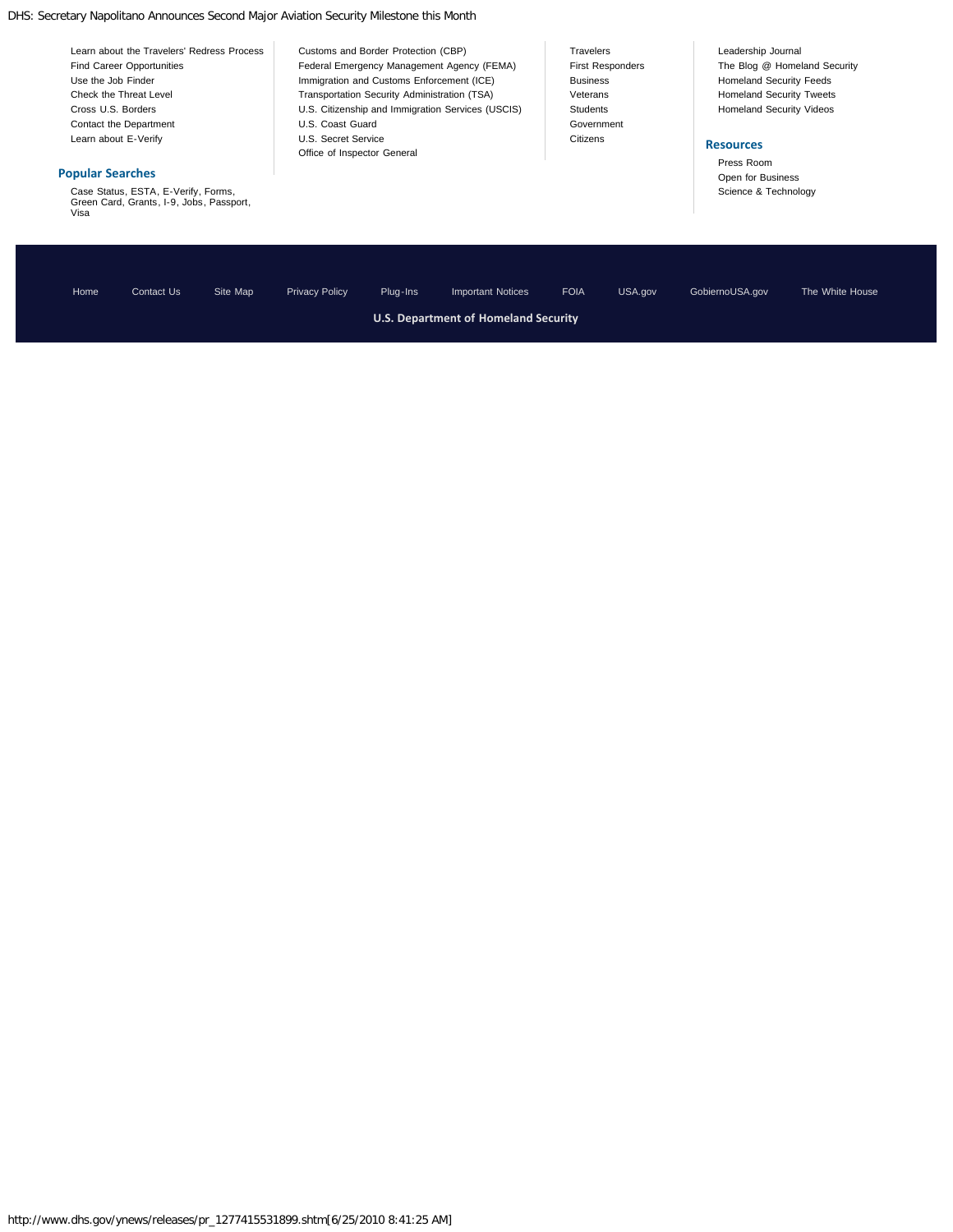- Learn about the Travelers' Redress Process
- Find Career Opportunities
- Use the Job Finder
- Check the Threat Level
- Cross U.S. Borders
- Contact the Department
- Learn about E-Verify

### Popular Searches

Case Status, ESTA, E-Verify, Forms, Green Card, Grants, I-9, Jobs, Passport, Visa

- Customs and Border Protection (CBP)
- Federal Emergency Management Agency (FEMA)
- Immigration and Customs Enforcement (ICE)
- Transportation Security Administration (TSA)
- U.S. Citizenship and Immigration Services (USCIS)
- U.S. Coast Guard
- U.S. Secret Service
- Office of Inspector General

- Travelers
- First Responders
- Business
- Veterans
- Students
- Government
- Citizens

- Leadership Journal
- The Blog @ Homeland Security
- Homeland Security Feeds
- Homeland Security Tweets
- Homeland Security Videos

### Resources

- Press Room
- Open for Business
- Science & Technology

Home | Contact Us | Site Map | Privacy Policy | Plug-Ins | Important Notices | FOIA | USA.gov | GobiernoUSA.gov | The White House

**U.S. Department of Homeland Security**